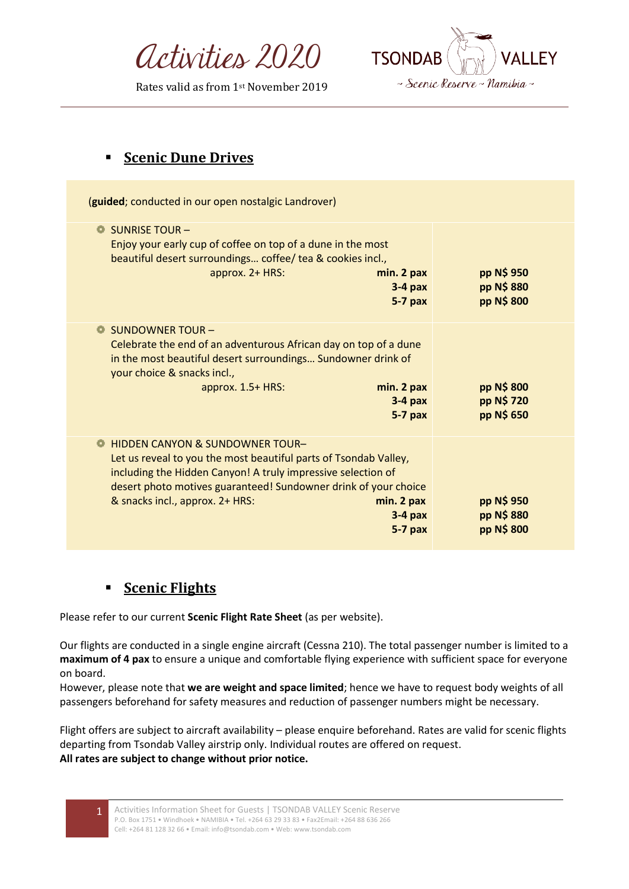# Activities 2020

Rates valid as from 1st November 2019

TSONDAB VALLEY
~ Scenic Reserve ~ Namibia ~

## Scenic Dune Drives

(**guided**; conducted in our open nostalgic Landrover)

| Tour | Group size | Rate |
| --- | --- | --- |
| SUNRISE TOUR – Enjoy your early cup of coffee on top of a dune in the most beautiful desert surroundings… coffee/ tea & cookies incl., approx. 2+ HRS: | **min. 2 pax** | **pp N$ 950** |
| | **3-4 pax** | **pp N$ 880** |
| | **5-7 pax** | **pp N$ 800** |
| SUNDOWNER TOUR – Celebrate the end of an adventurous African day on top of a dune in the most beautiful desert surroundings… Sundowner drink of your choice & snacks incl., approx. 1.5+ HRS: | **min. 2 pax** | **pp N$ 800** |
| | **3-4 pax** | **pp N$ 720** |
| | **5-7 pax** | **pp N$ 650** |
| HIDDEN CANYON & SUNDOWNER TOUR– Let us reveal to you the most beautiful parts of Tsondab Valley, including the Hidden Canyon! A truly impressive selection of desert photo motives guaranteed! Sundowner drink of your choice & snacks incl., approx. 2+ HRS: | **min. 2 pax** | **pp N$ 950** |
| | **3-4 pax** | **pp N$ 880** |
| | **5-7 pax** | **pp N$ 800** |

## Scenic Flights

Please refer to our current **Scenic Flight Rate Sheet** (as per website).

Our flights are conducted in a single engine aircraft (Cessna 210). The total passenger number is limited to a **maximum of 4 pax** to ensure a unique and comfortable flying experience with sufficient space for everyone on board.
However, please note that **we are weight and space limited**; hence we have to request body weights of all passengers beforehand for safety measures and reduction of passenger numbers might be necessary.

Flight offers are subject to aircraft availability – please enquire beforehand. Rates are valid for scenic flights departing from Tsondab Valley airstrip only. Individual routes are offered on request.
**All rates are subject to change without prior notice.**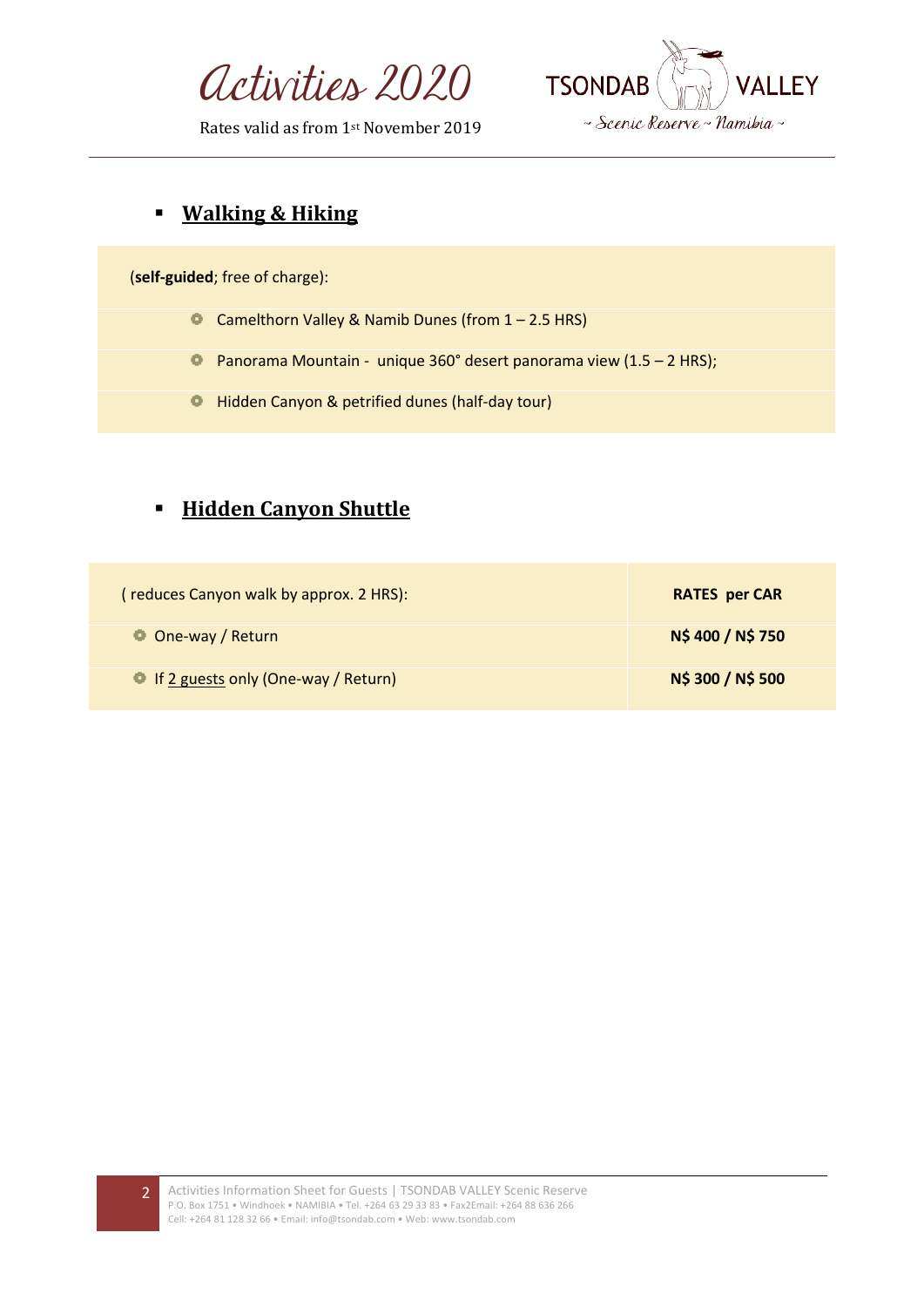# Activities 2020

Rates valid as from 1st November 2019

TSONDAB VALLEY ~ Scenic Reserve ~ Namibia ~

- **Walking & Hiking**

(**self-guided**; free of charge):

- Camelthorn Valley & Namib Dunes (from 1 – 2.5 HRS)
- Panorama Mountain - unique 360° desert panorama view (1.5 – 2 HRS);
- Hidden Canyon & petrified dunes (half-day tour)

- **Hidden Canyon Shuttle**

| ( reduces Canyon walk by approx. 2 HRS): | **RATES per CAR** |
|---|---|
| One-way / Return | **N$ 400 / N$ 750** |
| If 2 guests only (One-way / Return) | **N$ 300 / N$ 500** |